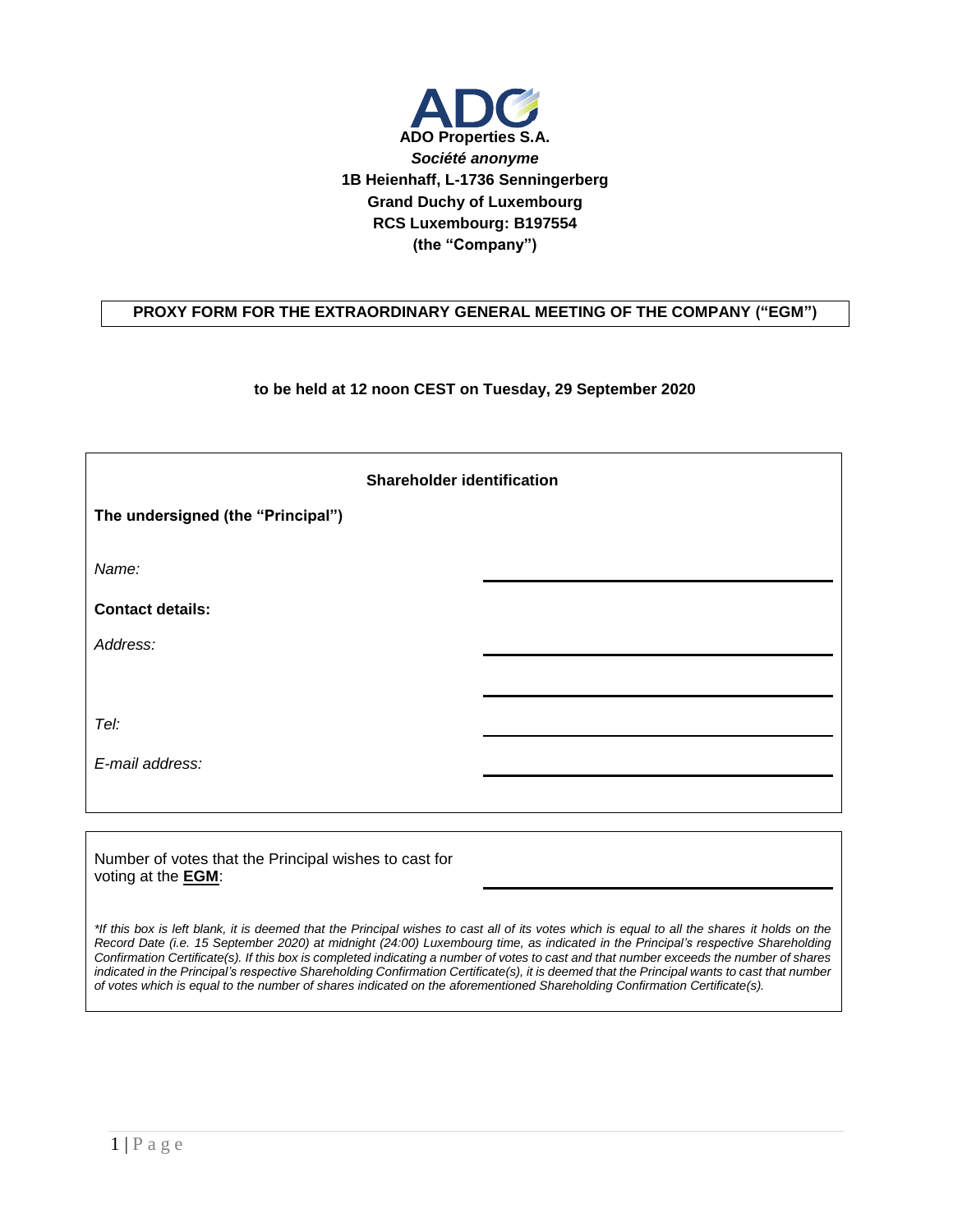**ADO Properties S.A.**
***Société anonyme***
**1B Heienhaff, L-1736 Senningerberg**
**Grand Duchy of Luxembourg**
**RCS Luxembourg: B197554**
**(the "Company")**

# PROXY FORM FOR THE EXTRAORDINARY GENERAL MEETING OF THE COMPANY ("EGM")

**to be held at 12 noon CEST on Tuesday, 29 September 2020**

**Shareholder identification**

**The undersigned (the "Principal")**

*Name:* ______________________________

**Contact details:**

*Address:* ______________________________

______________________________

*Tel:* ______________________________

*E-mail address:* ______________________________

Number of votes that the Principal wishes to cast for voting at the **EGM**: ______________________________

*\*If this box is left blank, it is deemed that the Principal wishes to cast all of its votes which is equal to all the shares it holds on the Record Date (i.e. 15 September 2020) at midnight (24:00) Luxembourg time, as indicated in the Principal's respective Shareholding Confirmation Certificate(s). If this box is completed indicating a number of votes to cast and that number exceeds the number of shares indicated in the Principal's respective Shareholding Confirmation Certificate(s), it is deemed that the Principal wants to cast that number of votes which is equal to the number of shares indicated on the aforementioned Shareholding Confirmation Certificate(s).*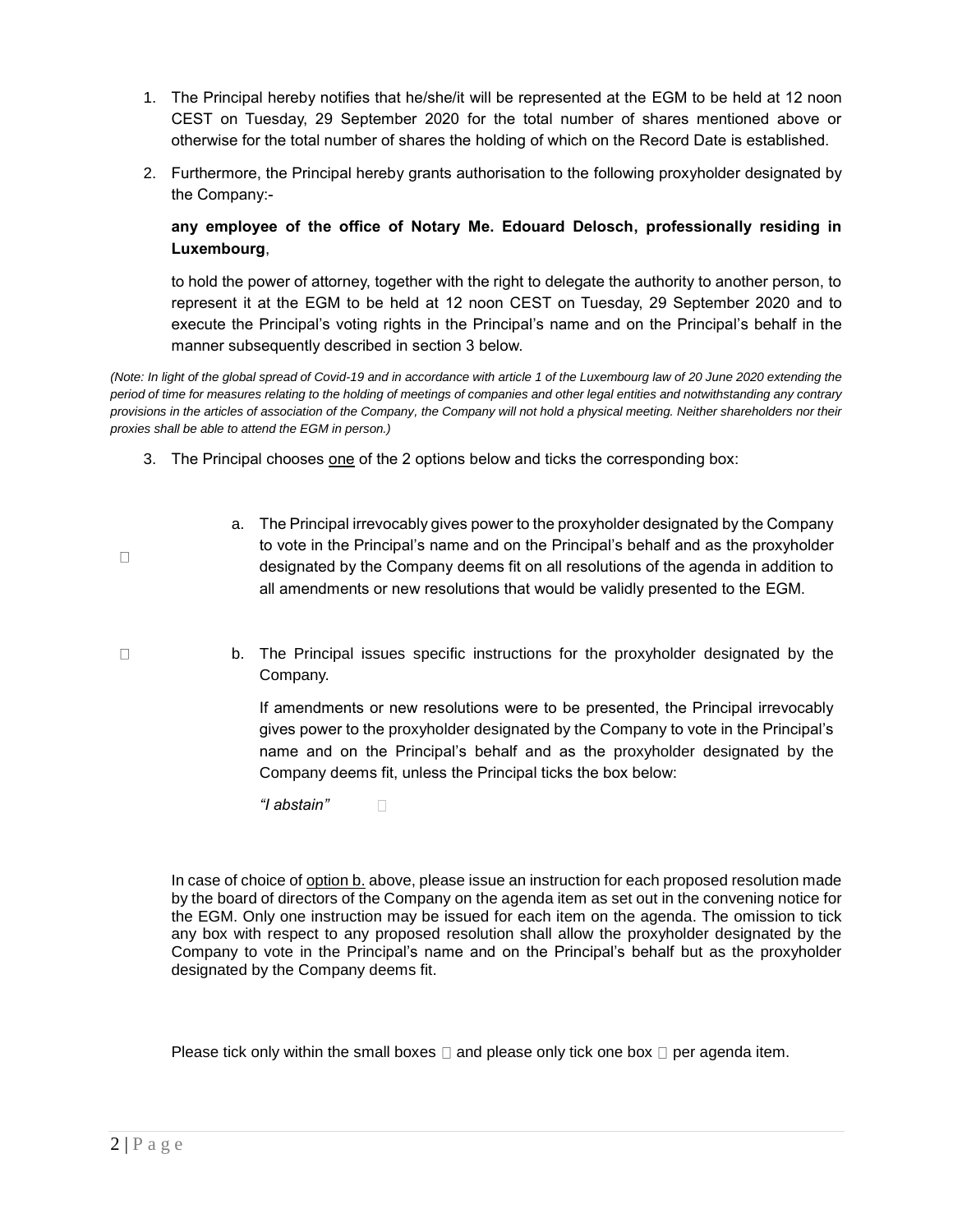1. The Principal hereby notifies that he/she/it will be represented at the EGM to be held at 12 noon CEST on Tuesday, 29 September 2020 for the total number of shares mentioned above or otherwise for the total number of shares the holding of which on the Record Date is established.

2. Furthermore, the Principal hereby grants authorisation to the following proxyholder designated by the Company:-

   **any employee of the office of Notary Me. Edouard Delosch, professionally residing in Luxembourg**,

   to hold the power of attorney, together with the right to delegate the authority to another person, to represent it at the EGM to be held at 12 noon CEST on Tuesday, 29 September 2020 and to execute the Principal's voting rights in the Principal's name and on the Principal's behalf in the manner subsequently described in section 3 below.

*(Note: In light of the global spread of Covid-19 and in accordance with article 1 of the Luxembourg law of 20 June 2020 extending the period of time for measures relating to the holding of meetings of companies and other legal entities and notwithstanding any contrary provisions in the articles of association of the Company, the Company will not hold a physical meeting. Neither shareholders nor their proxies shall be able to attend the EGM in person.)*

3. The Principal chooses <u>one</u> of the 2 options below and ticks the corresponding box:

☐ a. The Principal irrevocably gives power to the proxyholder designated by the Company to vote in the Principal's name and on the Principal's behalf and as the proxyholder designated by the Company deems fit on all resolutions of the agenda in addition to all amendments or new resolutions that would be validly presented to the EGM.

☐ b. The Principal issues specific instructions for the proxyholder designated by the Company.

   If amendments or new resolutions were to be presented, the Principal irrevocably gives power to the proxyholder designated by the Company to vote in the Principal's name and on the Principal's behalf and as the proxyholder designated by the Company deems fit, unless the Principal ticks the box below:

   *"I abstain"* ☐

In case of choice of <u>option b.</u> above, please issue an instruction for each proposed resolution made by the board of directors of the Company on the agenda item as set out in the convening notice for the EGM. Only one instruction may be issued for each item on the agenda. The omission to tick any box with respect to any proposed resolution shall allow the proxyholder designated by the Company to vote in the Principal's name and on the Principal's behalf but as the proxyholder designated by the Company deems fit.

Please tick only within the small boxes ☐ and please only tick one box ☐ per agenda item.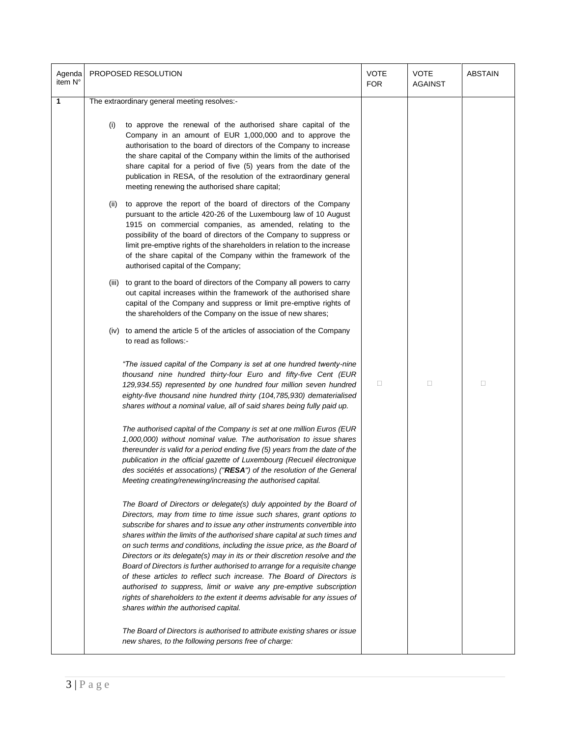| Agenda item N° | PROPOSED RESOLUTION | VOTE FOR | VOTE AGAINST | ABSTAIN |
|---|---|---|---|---|
| **1** | The extraordinary general meeting resolves:-<br><br>(i) to approve the renewal of the authorised share capital of the Company in an amount of EUR 1,000,000 and to approve the authorisation to the board of directors of the Company to increase the share capital of the Company within the limits of the authorised share capital for a period of five (5) years from the date of the publication in RESA, of the resolution of the extraordinary general meeting renewing the authorised share capital;<br><br>(ii) to approve the report of the board of directors of the Company pursuant to the article 420-26 of the Luxembourg law of 10 August 1915 on commercial companies, as amended, relating to the possibility of the board of directors of the Company to suppress or limit pre-emptive rights of the shareholders in relation to the increase of the share capital of the Company within the framework of the authorised capital of the Company;<br><br>(iii) to grant to the board of directors of the Company all powers to carry out capital increases within the framework of the authorised share capital of the Company and suppress or limit pre-emptive rights of the shareholders of the Company on the issue of new shares;<br><br>(iv) to amend the article 5 of the articles of association of the Company to read as follows:-<br><br>*"The issued capital of the Company is set at one hundred twenty-nine thousand nine hundred thirty-four Euro and fifty-five Cent (EUR 129,934.55) represented by one hundred four million seven hundred eighty-five thousand nine hundred thirty (104,785,930) dematerialised shares without a nominal value, all of said shares being fully paid up.*<br><br>*The authorised capital of the Company is set at one million Euros (EUR 1,000,000) without nominal value. The authorisation to issue shares thereunder is valid for a period ending five (5) years from the date of the publication in the official gazette of Luxembourg (Recueil électronique des sociétés et assocations) ("**RESA**") of the resolution of the General Meeting creating/renewing/increasing the authorised capital.*<br><br>*The Board of Directors or delegate(s) duly appointed by the Board of Directors, may from time to time issue such shares, grant options to subscribe for shares and to issue any other instruments convertible into shares within the limits of the authorised share capital at such times and on such terms and conditions, including the issue price, as the Board of Directors or its delegate(s) may in its or their discretion resolve and the Board of Directors is further authorised to arrange for a requisite change of these articles to reflect such increase. The Board of Directors is authorised to suppress, limit or waive any pre-emptive subscription rights of shareholders to the extent it deems advisable for any issues of shares within the authorised capital.*<br><br>*The Board of Directors is authorised to attribute existing shares or issue new shares, to the following persons free of charge:* | ☐ | ☐ | ☐ |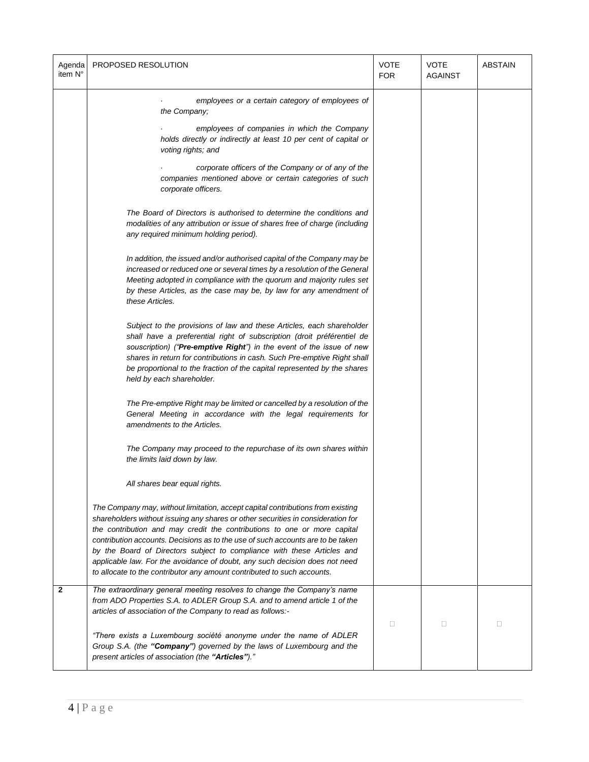| Agenda item N° | PROPOSED RESOLUTION | VOTE FOR | VOTE AGAINST | ABSTAIN |
|---|---|---|---|---|
| | · employees or a certain category of employees of the Company;<br><br>· employees of companies in which the Company holds directly or indirectly at least 10 per cent of capital or voting rights; and<br><br>· corporate officers of the Company or of any of the companies mentioned above or certain categories of such corporate officers.<br><br>*The Board of Directors is authorised to determine the conditions and modalities of any attribution or issue of shares free of charge (including any required minimum holding period).*<br><br>*In addition, the issued and/or authorised capital of the Company may be increased or reduced one or several times by a resolution of the General Meeting adopted in compliance with the quorum and majority rules set by these Articles, as the case may be, by law for any amendment of these Articles.*<br><br>*Subject to the provisions of law and these Articles, each shareholder shall have a preferential right of subscription (droit préférentiel de souscription) ("**Pre-emptive Right**") in the event of the issue of new shares in return for contributions in cash. Such Pre-emptive Right shall be proportional to the fraction of the capital represented by the shares held by each shareholder.*<br><br>*The Pre-emptive Right may be limited or cancelled by a resolution of the General Meeting in accordance with the legal requirements for amendments to the Articles.*<br><br>*The Company may proceed to the repurchase of its own shares within the limits laid down by law.*<br><br>*All shares bear equal rights.*<br><br>*The Company may, without limitation, accept capital contributions from existing shareholders without issuing any shares or other securities in consideration for the contribution and may credit the contributions to one or more capital contribution accounts. Decisions as to the use of such accounts are to be taken by the Board of Directors subject to compliance with these Articles and applicable law. For the avoidance of doubt, any such decision does not need to allocate to the contributor any amount contributed to such accounts.* | | | |
| **2** | *The extraordinary general meeting resolves to change the Company's name from ADO Properties S.A. to ADLER Group S.A. and to amend article 1 of the articles of association of the Company to read as follows:-*<br><br>*"There exists a Luxembourg société anonyme under the name of ADLER Group S.A. (the **"Company"**) governed by the laws of Luxembourg and the present articles of association (the **"Articles"**)."* | □ | □ | □ |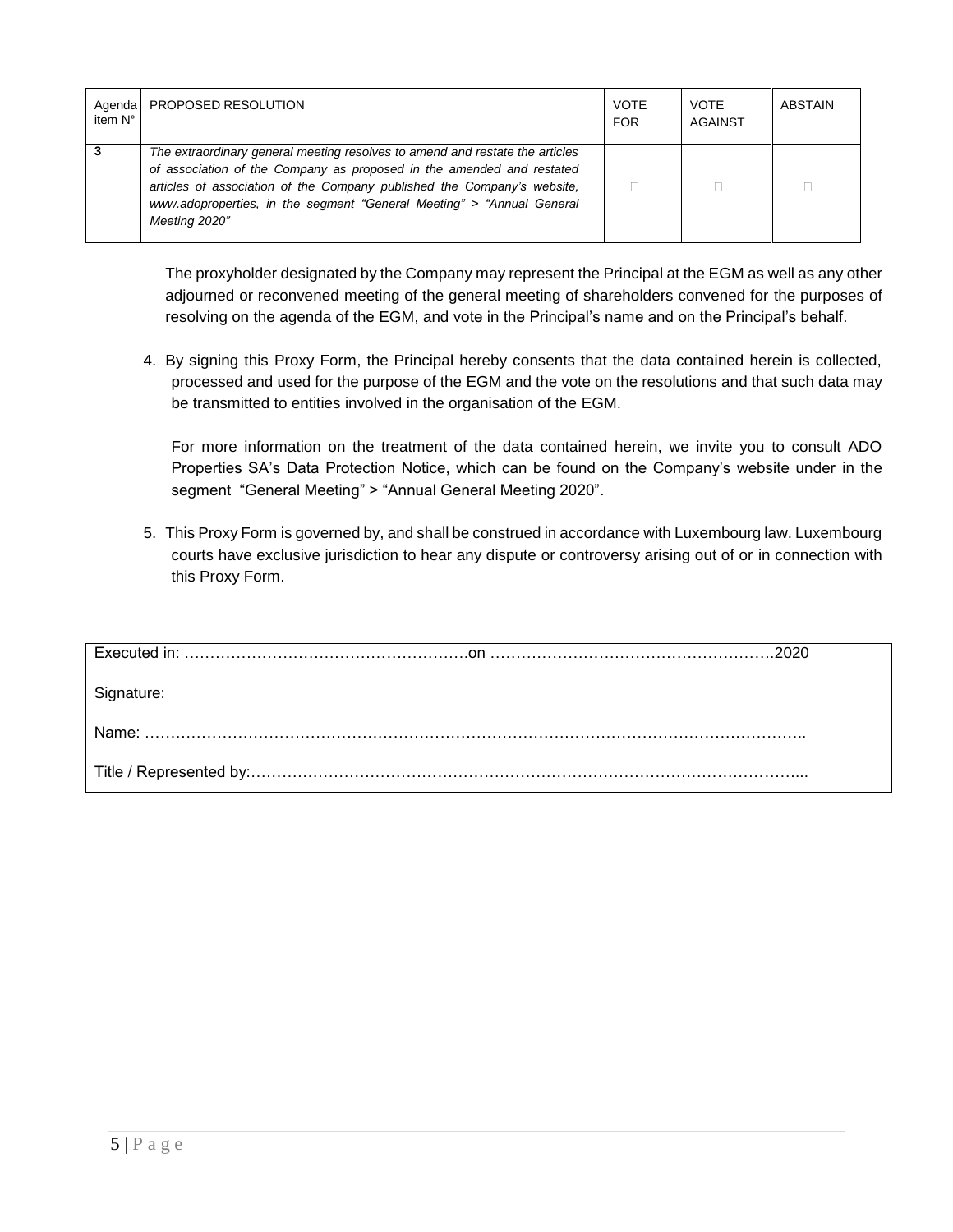| Agenda item N° | PROPOSED RESOLUTION | VOTE FOR | VOTE AGAINST | ABSTAIN |
|---|---|---|---|---|
| **3** | *The extraordinary general meeting resolves to amend and restate the articles of association of the Company as proposed in the amended and restated articles of association of the Company published the Company's website, www.adoproperties, in the segment "General Meeting" > "Annual General Meeting 2020"* | ☐ | ☐ | ☐ |

The proxyholder designated by the Company may represent the Principal at the EGM as well as any other adjourned or reconvened meeting of the general meeting of shareholders convened for the purposes of resolving on the agenda of the EGM, and vote in the Principal's name and on the Principal's behalf.

4. By signing this Proxy Form, the Principal hereby consents that the data contained herein is collected, processed and used for the purpose of the EGM and the vote on the resolutions and that such data may be transmitted to entities involved in the organisation of the EGM.

   For more information on the treatment of the data contained herein, we invite you to consult ADO Properties SA's Data Protection Notice, which can be found on the Company's website under in the segment "General Meeting" > "Annual General Meeting 2020".

5. This Proxy Form is governed by, and shall be construed in accordance with Luxembourg law. Luxembourg courts have exclusive jurisdiction to hear any dispute or controversy arising out of or in connection with this Proxy Form.

| |
|---|
| Executed in: ……………………………………………….on ……………………………………………….2020 |
| Signature: |
| Name: ………………………………………………………………………………………………………….. |
| Title / Represented by:………………………………………………………………………………………... |